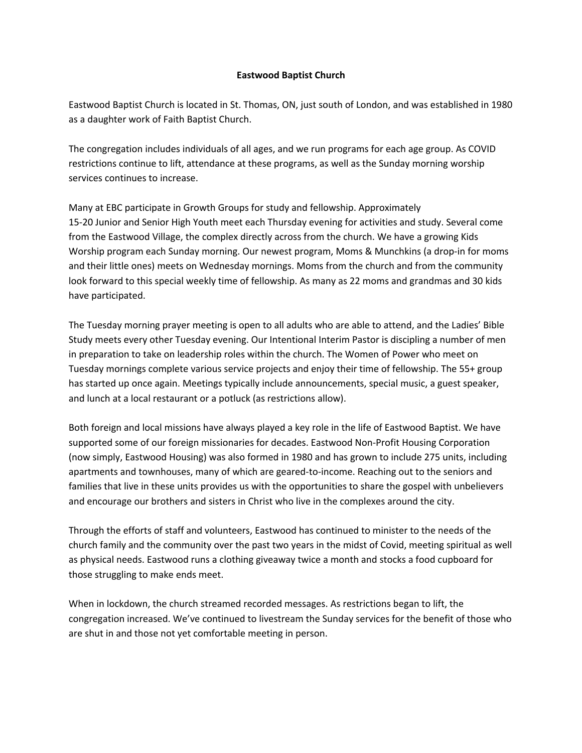# Eastwood Baptist Church

Eastwood Baptist Church is located in St. Thomas, ON, just south of London, and was established in 1980 as a daughter work of Faith Baptist Church.

The congregation includes individuals of all ages, and we run programs for each age group. As COVID restrictions continue to lift, attendance at these programs, as well as the Sunday morning worship services continues to increase.

Many at EBC participate in Growth Groups for study and fellowship. Approximately 15-20 Junior and Senior High Youth meet each Thursday evening for activities and study. Several come from the Eastwood Village, the complex directly across from the church. We have a growing Kids Worship program each Sunday morning. Our newest program, Moms & Munchkins (a drop-in for moms and their little ones) meets on Wednesday mornings. Moms from the church and from the community look forward to this special weekly time of fellowship. As many as 22 moms and grandmas and 30 kids have participated.

The Tuesday morning prayer meeting is open to all adults who are able to attend, and the Ladies' Bible Study meets every other Tuesday evening. Our Intentional Interim Pastor is discipling a number of men in preparation to take on leadership roles within the church. The Women of Power who meet on Tuesday mornings complete various service projects and enjoy their time of fellowship. The 55+ group has started up once again. Meetings typically include announcements, special music, a guest speaker, and lunch at a local restaurant or a potluck (as restrictions allow).

Both foreign and local missions have always played a key role in the life of Eastwood Baptist. We have supported some of our foreign missionaries for decades. Eastwood Non-Profit Housing Corporation (now simply, Eastwood Housing) was also formed in 1980 and has grown to include 275 units, including apartments and townhouses, many of which are geared-to-income. Reaching out to the seniors and families that live in these units provides us with the opportunities to share the gospel with unbelievers and encourage our brothers and sisters in Christ who live in the complexes around the city.

Through the efforts of staff and volunteers, Eastwood has continued to minister to the needs of the church family and the community over the past two years in the midst of Covid, meeting spiritual as well as physical needs. Eastwood runs a clothing giveaway twice a month and stocks a food cupboard for those struggling to make ends meet.

When in lockdown, the church streamed recorded messages. As restrictions began to lift, the congregation increased. We've continued to livestream the Sunday services for the benefit of those who are shut in and those not yet comfortable meeting in person.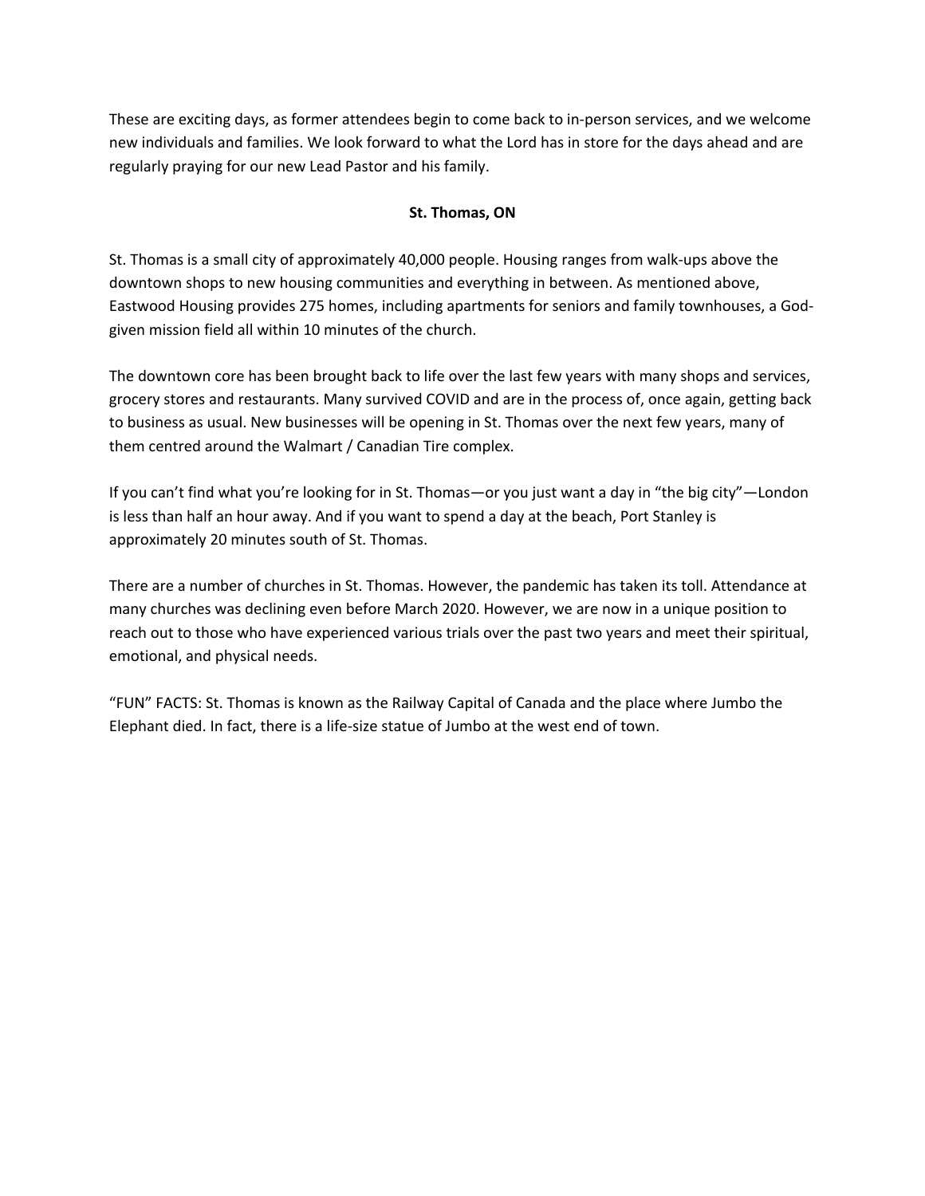These are exciting days, as former attendees begin to come back to in-person services, and we welcome new individuals and families. We look forward to what the Lord has in store for the days ahead and are regularly praying for our new Lead Pastor and his family.

**St. Thomas, ON**

St. Thomas is a small city of approximately 40,000 people. Housing ranges from walk-ups above the downtown shops to new housing communities and everything in between. As mentioned above, Eastwood Housing provides 275 homes, including apartments for seniors and family townhouses, a God-given mission field all within 10 minutes of the church.

The downtown core has been brought back to life over the last few years with many shops and services, grocery stores and restaurants. Many survived COVID and are in the process of, once again, getting back to business as usual. New businesses will be opening in St. Thomas over the next few years, many of them centred around the Walmart / Canadian Tire complex.

If you can't find what you're looking for in St. Thomas—or you just want a day in "the big city"—London is less than half an hour away. And if you want to spend a day at the beach, Port Stanley is approximately 20 minutes south of St. Thomas.

There are a number of churches in St. Thomas. However, the pandemic has taken its toll. Attendance at many churches was declining even before March 2020. However, we are now in a unique position to reach out to those who have experienced various trials over the past two years and meet their spiritual, emotional, and physical needs.

"FUN" FACTS: St. Thomas is known as the Railway Capital of Canada and the place where Jumbo the Elephant died. In fact, there is a life-size statue of Jumbo at the west end of town.